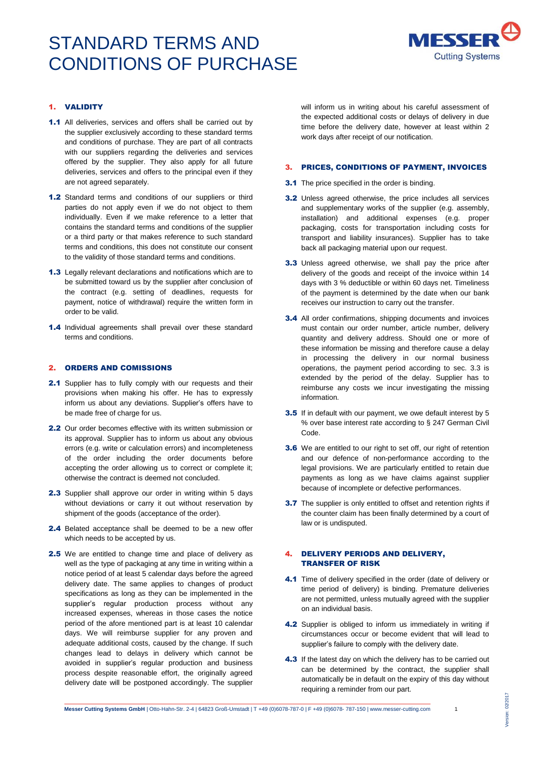# STANDARD TERMS AND CONDITIONS OF PURCHASE

## 1. VALIDITY

**1.1** All deliveries, services and offers shall be carried out by the supplier exclusively according to these standard terms and conditions of purchase. They are part of all contracts with our suppliers regarding the deliveries and services offered by the supplier. They also apply for all future deliveries, services and offers to the principal even if they are not agreed separately.

**1.2** Standard terms and conditions of our suppliers or third parties do not apply even if we do not object to them individually. Even if we make reference to a letter that contains the standard terms and conditions of the supplier or a third party or that makes reference to such standard terms and conditions, this does not constitute our consent to the validity of those standard terms and conditions.

**1.3** Legally relevant declarations and notifications which are to be submitted toward us by the supplier after conclusion of the contract (e.g. setting of deadlines, requests for payment, notice of withdrawal) require the written form in order to be valid.

**1.4** Individual agreements shall prevail over these standard terms and conditions.

## 2. ORDERS AND COMISSIONS

**2.1** Supplier has to fully comply with our requests and their provisions when making his offer. He has to expressly inform us about any deviations. Supplier's offers have to be made free of charge for us.

**2.2** Our order becomes effective with its written submission or its approval. Supplier has to inform us about any obvious errors (e.g. write or calculation errors) and incompleteness of the order including the order documents before accepting the order allowing us to correct or complete it; otherwise the contract is deemed not concluded.

**2.3** Supplier shall approve our order in writing within 5 days without deviations or carry it out without reservation by shipment of the goods (acceptance of the order).

**2.4** Belated acceptance shall be deemed to be a new offer which needs to be accepted by us.

**2.5** We are entitled to change time and place of delivery as well as the type of packaging at any time in writing within a notice period of at least 5 calendar days before the agreed delivery date. The same applies to changes of product specifications as long as they can be implemented in the supplier's regular production process without any increased expenses, whereas in those cases the notice period of the afore mentioned part is at least 10 calendar days. We will reimburse supplier for any proven and adequate additional costs, caused by the change. If such changes lead to delays in delivery which cannot be avoided in supplier's regular production and business process despite reasonable effort, the originally agreed delivery date will be postponed accordingly. The supplier will inform us in writing about his careful assessment of the expected additional costs or delays of delivery in due time before the delivery date, however at least within 2 work days after receipt of our notification.

## 3. PRICES, CONDITIONS OF PAYMENT, INVOICES

**3.1** The price specified in the order is binding.

**3.2** Unless agreed otherwise, the price includes all services and supplementary works of the supplier (e.g. assembly, installation) and additional expenses (e.g. proper packaging, costs for transportation including costs for transport and liability insurances). Supplier has to take back all packaging material upon our request.

**3.3** Unless agreed otherwise, we shall pay the price after delivery of the goods and receipt of the invoice within 14 days with 3 % deductible or within 60 days net. Timeliness of the payment is determined by the date when our bank receives our instruction to carry out the transfer.

**3.4** All order confirmations, shipping documents and invoices must contain our order number, article number, delivery quantity and delivery address. Should one or more of these information be missing and therefore cause a delay in processing the delivery in our normal business operations, the payment period according to sec. 3.3 is extended by the period of the delay. Supplier has to reimburse any costs we incur investigating the missing information.

**3.5** If in default with our payment, we owe default interest by 5 % over base interest rate according to § 247 German Civil Code.

**3.6** We are entitled to our right to set off, our right of retention and our defence of non-performance according to the legal provisions. We are particularly entitled to retain due payments as long as we have claims against supplier because of incomplete or defective performances.

**3.7** The supplier is only entitled to offset and retention rights if the counter claim has been finally determined by a court of law or is undisputed.

## 4. DELIVERY PERIODS AND DELIVERY, TRANSFER OF RISK

**4.1** Time of delivery specified in the order (date of delivery or time period of delivery) is binding. Premature deliveries are not permitted, unless mutually agreed with the supplier on an individual basis.

**4.2** Supplier is obliged to inform us immediately in writing if circumstances occur or become evident that will lead to supplier's failure to comply with the delivery date.

**4.3** If the latest day on which the delivery has to be carried out can be determined by the contract, the supplier shall automatically be in default on the expiry of this day without requiring a reminder from our part.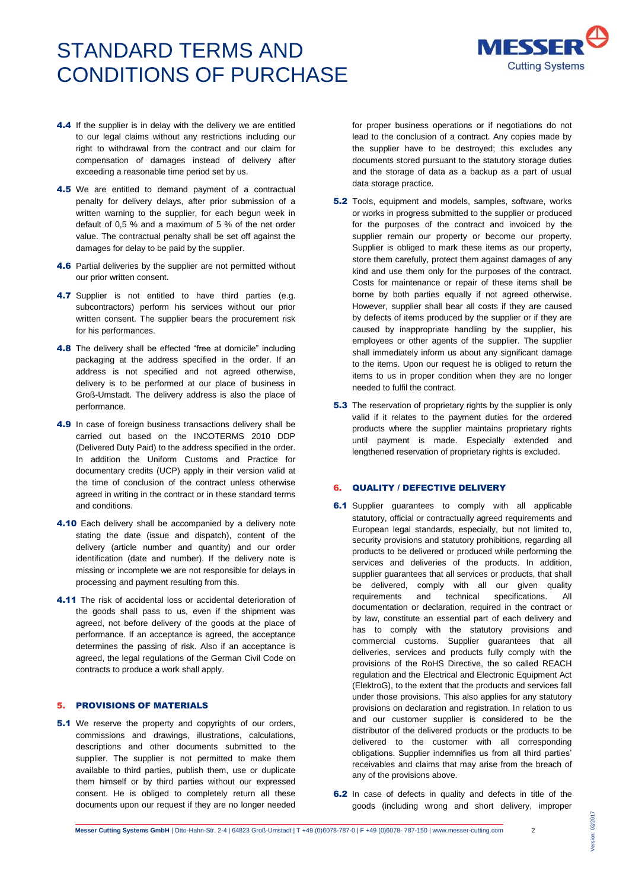**4.4** If the supplier is in delay with the delivery we are entitled to our legal claims without any restrictions including our right to withdrawal from the contract and our claim for compensation of damages instead of delivery after exceeding a reasonable time period set by us.

**4.5** We are entitled to demand payment of a contractual penalty for delivery delays, after prior submission of a written warning to the supplier, for each begun week in default of 0,5 % and a maximum of 5 % of the net order value. The contractual penalty shall be set off against the damages for delay to be paid by the supplier.

**4.6** Partial deliveries by the supplier are not permitted without our prior written consent.

**4.7** Supplier is not entitled to have third parties (e.g. subcontractors) perform his services without our prior written consent. The supplier bears the procurement risk for his performances.

**4.8** The delivery shall be effected "free at domicile" including packaging at the address specified in the order. If an address is not specified and not agreed otherwise, delivery is to be performed at our place of business in Groß-Umstadt. The delivery address is also the place of performance.

**4.9** In case of foreign business transactions delivery shall be carried out based on the INCOTERMS 2010 DDP (Delivered Duty Paid) to the address specified in the order. In addition the Uniform Customs and Practice for documentary credits (UCP) apply in their version valid at the time of conclusion of the contract unless otherwise agreed in writing in the contract or in these standard terms and conditions.

**4.10** Each delivery shall be accompanied by a delivery note stating the date (issue and dispatch), content of the delivery (article number and quantity) and our order identification (date and number). If the delivery note is missing or incomplete we are not responsible for delays in processing and payment resulting from this.

**4.11** The risk of accidental loss or accidental deterioration of the goods shall pass to us, even if the shipment was agreed, not before delivery of the goods at the place of performance. If an acceptance is agreed, the acceptance determines the passing of risk. Also if an acceptance is agreed, the legal regulations of the German Civil Code on contracts to produce a work shall apply.

## 5. PROVISIONS OF MATERIALS

**5.1** We reserve the property and copyrights of our orders, commissions and drawings, illustrations, calculations, descriptions and other documents submitted to the supplier. The supplier is not permitted to make them available to third parties, publish them, use or duplicate them himself or by third parties without our expressed consent. He is obliged to completely return all these documents upon our request if they are no longer needed for proper business operations or if negotiations do not lead to the conclusion of a contract. Any copies made by the supplier have to be destroyed; this excludes any documents stored pursuant to the statutory storage duties and the storage of data as a backup as a part of usual data storage practice.

**5.2** Tools, equipment and models, samples, software, works or works in progress submitted to the supplier or produced for the purposes of the contract and invoiced by the supplier remain our property or become our property. Supplier is obliged to mark these items as our property, store them carefully, protect them against damages of any kind and use them only for the purposes of the contract. Costs for maintenance or repair of these items shall be borne by both parties equally if not agreed otherwise. However, supplier shall bear all costs if they are caused by defects of items produced by the supplier or if they are caused by inappropriate handling by the supplier, his employees or other agents of the supplier. The supplier shall immediately inform us about any significant damage to the items. Upon our request he is obliged to return the items to us in proper condition when they are no longer needed to fulfil the contract.

**5.3** The reservation of proprietary rights by the supplier is only valid if it relates to the payment duties for the ordered products where the supplier maintains proprietary rights until payment is made. Especially extended and lengthened reservation of proprietary rights is excluded.

## 6. QUALITY / DEFECTIVE DELIVERY

**6.1** Supplier guarantees to comply with all applicable statutory, official or contractually agreed requirements and European legal standards, especially, but not limited to, security provisions and statutory prohibitions, regarding all products to be delivered or produced while performing the services and deliveries of the products. In addition, supplier guarantees that all services or products, that shall be delivered, comply with all our given quality requirements and technical specifications. All documentation or declaration, required in the contract or by law, constitute an essential part of each delivery and has to comply with the statutory provisions and commercial customs. Supplier guarantees that all deliveries, services and products fully comply with the provisions of the RoHS Directive, the so called REACH regulation and the Electrical and Electronic Equipment Act (ElektroG), to the extent that the products and services fall under those provisions. This also applies for any statutory provisions on declaration and registration. In relation to us and our customer supplier is considered to be the distributor of the delivered products or the products to be delivered to the customer with all corresponding obligations. Supplier indemnifies us from all third parties' receivables and claims that may arise from the breach of any of the provisions above.

**6.2** In case of defects in quality and defects in title of the goods (including wrong and short delivery, improper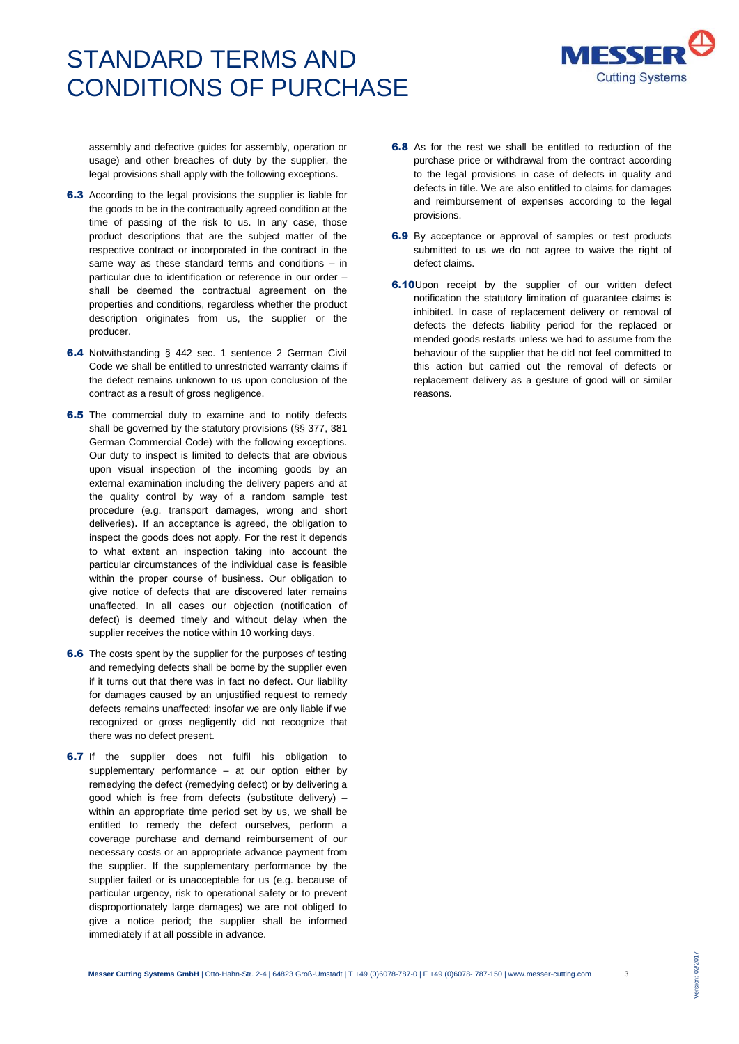assembly and defective guides for assembly, operation or usage) and other breaches of duty by the supplier, the legal provisions shall apply with the following exceptions.

**6.3** According to the legal provisions the supplier is liable for the goods to be in the contractually agreed condition at the time of passing of the risk to us. In any case, those product descriptions that are the subject matter of the respective contract or incorporated in the contract in the same way as these standard terms and conditions – in particular due to identification or reference in our order – shall be deemed the contractual agreement on the properties and conditions, regardless whether the product description originates from us, the supplier or the producer.

**6.4** Notwithstanding § 442 sec. 1 sentence 2 German Civil Code we shall be entitled to unrestricted warranty claims if the defect remains unknown to us upon conclusion of the contract as a result of gross negligence.

**6.5** The commercial duty to examine and to notify defects shall be governed by the statutory provisions (§§ 377, 381 German Commercial Code) with the following exceptions. Our duty to inspect is limited to defects that are obvious upon visual inspection of the incoming goods by an external examination including the delivery papers and at the quality control by way of a random sample test procedure (e.g. transport damages, wrong and short deliveries). If an acceptance is agreed, the obligation to inspect the goods does not apply. For the rest it depends to what extent an inspection taking into account the particular circumstances of the individual case is feasible within the proper course of business. Our obligation to give notice of defects that are discovered later remains unaffected. In all cases our objection (notification of defect) is deemed timely and without delay when the supplier receives the notice within 10 working days.

**6.6** The costs spent by the supplier for the purposes of testing and remedying defects shall be borne by the supplier even if it turns out that there was in fact no defect. Our liability for damages caused by an unjustified request to remedy defects remains unaffected; insofar we are only liable if we recognized or gross negligently did not recognize that there was no defect present.

**6.7** If the supplier does not fulfil his obligation to supplementary performance – at our option either by remedying the defect (remedying defect) or by delivering a good which is free from defects (substitute delivery) – within an appropriate time period set by us, we shall be entitled to remedy the defect ourselves, perform a coverage purchase and demand reimbursement of our necessary costs or an appropriate advance payment from the supplier. If the supplementary performance by the supplier failed or is unacceptable for us (e.g. because of particular urgency, risk to operational safety or to prevent disproportionately large damages) we are not obliged to give a notice period; the supplier shall be informed immediately if at all possible in advance.

**6.8** As for the rest we shall be entitled to reduction of the purchase price or withdrawal from the contract according to the legal provisions in case of defects in quality and defects in title. We are also entitled to claims for damages and reimbursement of expenses according to the legal provisions.

**6.9** By acceptance or approval of samples or test products submitted to us we do not agree to waive the right of defect claims.

**6.10** Upon receipt by the supplier of our written defect notification the statutory limitation of guarantee claims is inhibited. In case of replacement delivery or removal of defects the defects liability period for the replaced or mended goods restarts unless we had to assume from the behaviour of the supplier that he did not feel committed to this action but carried out the removal of defects or replacement delivery as a gesture of good will or similar reasons.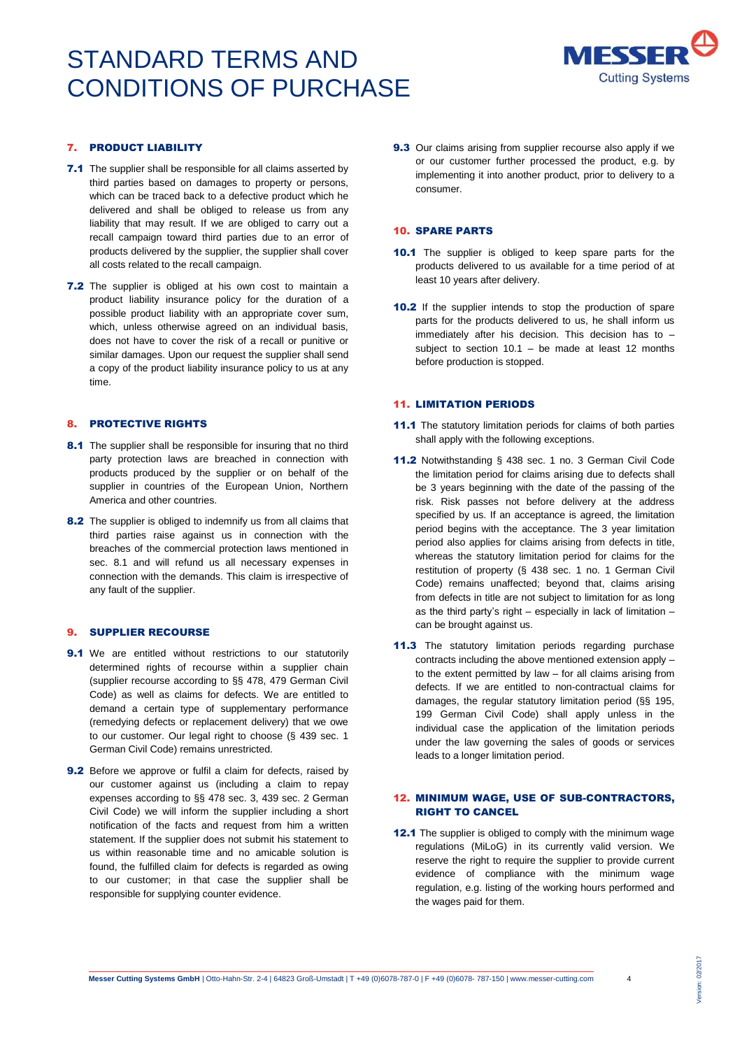## 7. PRODUCT LIABILITY

**7.1** The supplier shall be responsible for all claims asserted by third parties based on damages to property or persons, which can be traced back to a defective product which he delivered and shall be obliged to release us from any liability that may result. If we are obliged to carry out a recall campaign toward third parties due to an error of products delivered by the supplier, the supplier shall cover all costs related to the recall campaign.

**7.2** The supplier is obliged at his own cost to maintain a product liability insurance policy for the duration of a possible product liability with an appropriate cover sum, which, unless otherwise agreed on an individual basis, does not have to cover the risk of a recall or punitive or similar damages. Upon our request the supplier shall send a copy of the product liability insurance policy to us at any time.

## 8. PROTECTIVE RIGHTS

**8.1** The supplier shall be responsible for insuring that no third party protection laws are breached in connection with products produced by the supplier or on behalf of the supplier in countries of the European Union, Northern America and other countries.

**8.2** The supplier is obliged to indemnify us from all claims that third parties raise against us in connection with the breaches of the commercial protection laws mentioned in sec. 8.1 and will refund us all necessary expenses in connection with the demands. This claim is irrespective of any fault of the supplier.

## 9. SUPPLIER RECOURSE

**9.1** We are entitled without restrictions to our statutorily determined rights of recourse within a supplier chain (supplier recourse according to §§ 478, 479 German Civil Code) as well as claims for defects. We are entitled to demand a certain type of supplementary performance (remedying defects or replacement delivery) that we owe to our customer. Our legal right to choose (§ 439 sec. 1 German Civil Code) remains unrestricted.

**9.2** Before we approve or fulfil a claim for defects, raised by our customer against us (including a claim to repay expenses according to §§ 478 sec. 3, 439 sec. 2 German Civil Code) we will inform the supplier including a short notification of the facts and request from him a written statement. If the supplier does not submit his statement to us within reasonable time and no amicable solution is found, the fulfilled claim for defects is regarded as owing to our customer; in that case the supplier shall be responsible for supplying counter evidence.

**9.3** Our claims arising from supplier recourse also apply if we or our customer further processed the product, e.g. by implementing it into another product, prior to delivery to a consumer.

## 10. SPARE PARTS

**10.1** The supplier is obliged to keep spare parts for the products delivered to us available for a time period of at least 10 years after delivery.

**10.2** If the supplier intends to stop the production of spare parts for the products delivered to us, he shall inform us immediately after his decision. This decision has to – subject to section 10.1 – be made at least 12 months before production is stopped.

## 11. LIMITATION PERIODS

**11.1** The statutory limitation periods for claims of both parties shall apply with the following exceptions.

**11.2** Notwithstanding § 438 sec. 1 no. 3 German Civil Code the limitation period for claims arising due to defects shall be 3 years beginning with the date of the passing of the risk. Risk passes not before delivery at the address specified by us. If an acceptance is agreed, the limitation period begins with the acceptance. The 3 year limitation period also applies for claims arising from defects in title, whereas the statutory limitation period for claims for the restitution of property (§ 438 sec. 1 no. 1 German Civil Code) remains unaffected; beyond that, claims arising from defects in title are not subject to limitation for as long as the third party's right – especially in lack of limitation – can be brought against us.

**11.3** The statutory limitation periods regarding purchase contracts including the above mentioned extension apply – to the extent permitted by law – for all claims arising from defects. If we are entitled to non-contractual claims for damages, the regular statutory limitation period (§§ 195, 199 German Civil Code) shall apply unless in the individual case the application of the limitation periods under the law governing the sales of goods or services leads to a longer limitation period.

## 12. MINIMUM WAGE, USE OF SUB-CONTRACTORS, RIGHT TO CANCEL

**12.1** The supplier is obliged to comply with the minimum wage regulations (MiLoG) in its currently valid version. We reserve the right to require the supplier to provide current evidence of compliance with the minimum wage regulation, e.g. listing of the working hours performed and the wages paid for them.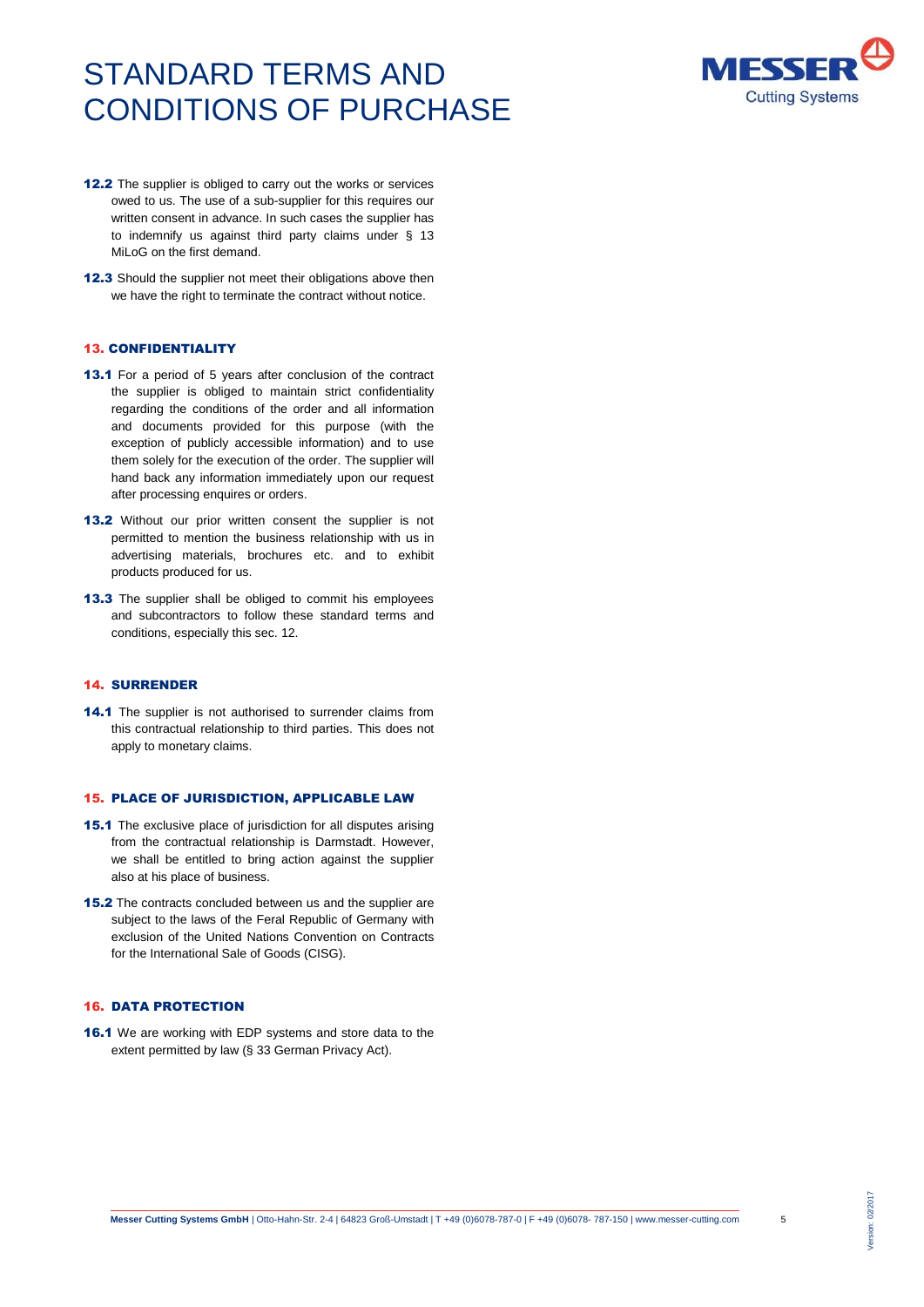**12.2** The supplier is obliged to carry out the works or services owed to us. The use of a sub-supplier for this requires our written consent in advance. In such cases the supplier has to indemnify us against third party claims under § 13 MiLoG on the first demand.

**12.3** Should the supplier not meet their obligations above then we have the right to terminate the contract without notice.

## 13. CONFIDENTIALITY

**13.1** For a period of 5 years after conclusion of the contract the supplier is obliged to maintain strict confidentiality regarding the conditions of the order and all information and documents provided for this purpose (with the exception of publicly accessible information) and to use them solely for the execution of the order. The supplier will hand back any information immediately upon our request after processing enquires or orders.

**13.2** Without our prior written consent the supplier is not permitted to mention the business relationship with us in advertising materials, brochures etc. and to exhibit products produced for us.

**13.3** The supplier shall be obliged to commit his employees and subcontractors to follow these standard terms and conditions, especially this sec. 12.

## 14. SURRENDER

**14.1** The supplier is not authorised to surrender claims from this contractual relationship to third parties. This does not apply to monetary claims.

## 15. PLACE OF JURISDICTION, APPLICABLE LAW

**15.1** The exclusive place of jurisdiction for all disputes arising from the contractual relationship is Darmstadt. However, we shall be entitled to bring action against the supplier also at his place of business.

**15.2** The contracts concluded between us and the supplier are subject to the laws of the Feral Republic of Germany with exclusion of the United Nations Convention on Contracts for the International Sale of Goods (CISG).

## 16. DATA PROTECTION

**16.1** We are working with EDP systems and store data to the extent permitted by law (§ 33 German Privacy Act).